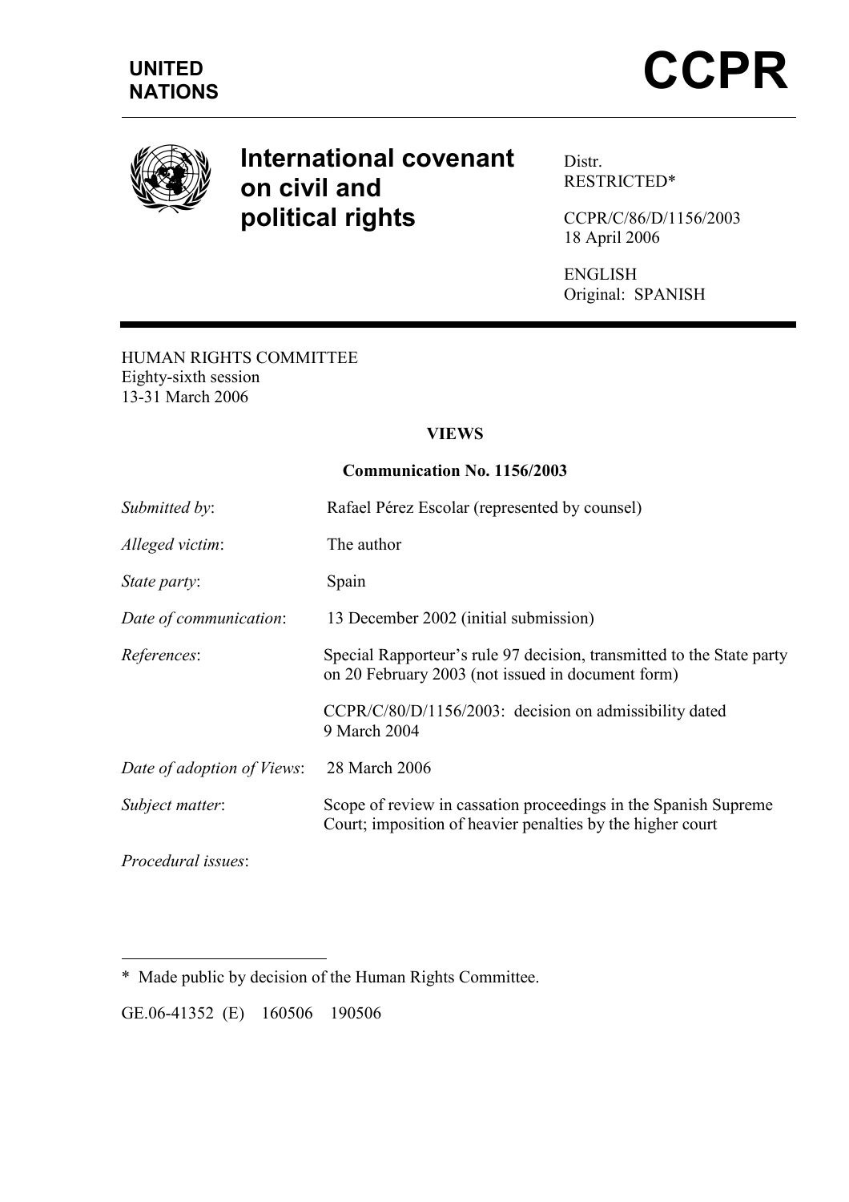**UNITED NATIONS**

# CCPR

## International covenant on civil and political rights

Distr.
RESTRICTED*

CCPR/C/86/D/1156/2003
18 April 2006

ENGLISH
Original: SPANISH

HUMAN RIGHTS COMMITTEE
Eighty-sixth session
13-31 March 2006

**VIEWS**

**Communication No. 1156/2003**

*Submitted by*: Rafael Pérez Escolar (represented by counsel)

*Alleged victim*: The author

*State party*: Spain

*Date of communication*: 13 December 2002 (initial submission)

*References*: Special Rapporteur's rule 97 decision, transmitted to the State party on 20 February 2003 (not issued in document form)

CCPR/C/80/D/1156/2003: decision on admissibility dated 9 March 2004

*Date of adoption of Views*: 28 March 2006

*Subject matter*: Scope of review in cassation proceedings in the Spanish Supreme Court; imposition of heavier penalties by the higher court

*Procedural issues*:

---

\* Made public by decision of the Human Rights Committee.

GE.06-41352 (E) 160506 190506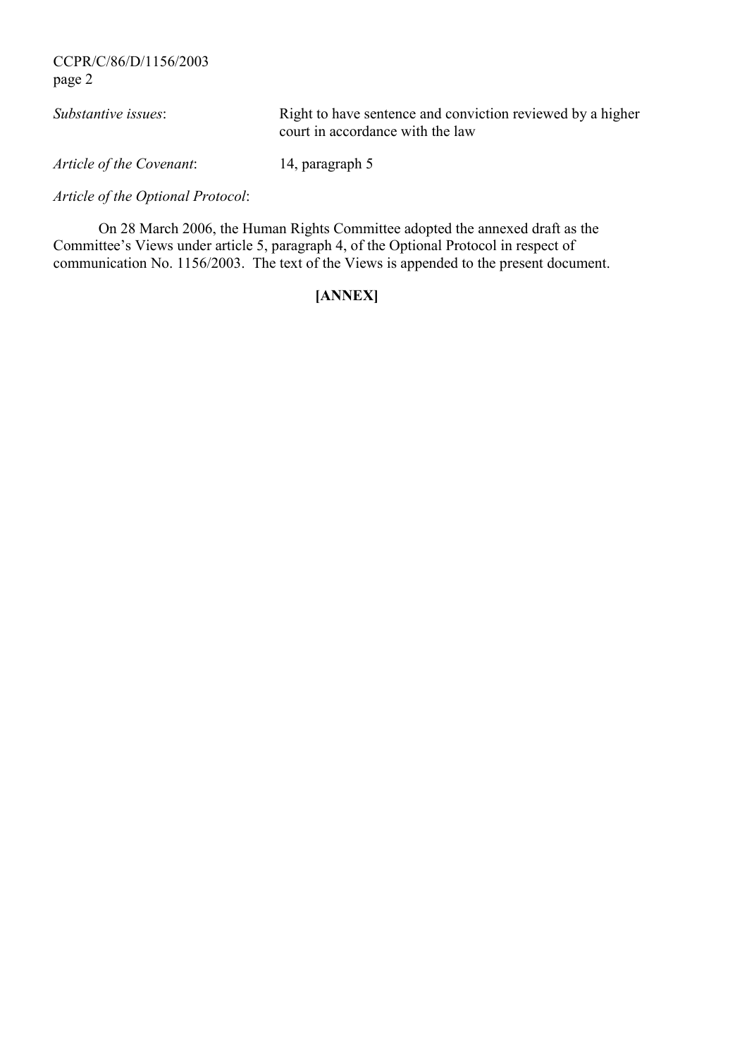*Substantive issues*: Right to have sentence and conviction reviewed by a higher court in accordance with the law

*Article of the Covenant*: 14, paragraph 5

*Article of the Optional Protocol*:

On 28 March 2006, the Human Rights Committee adopted the annexed draft as the Committee's Views under article 5, paragraph 4, of the Optional Protocol in respect of communication No. 1156/2003. The text of the Views is appended to the present document.

**[ANNEX]**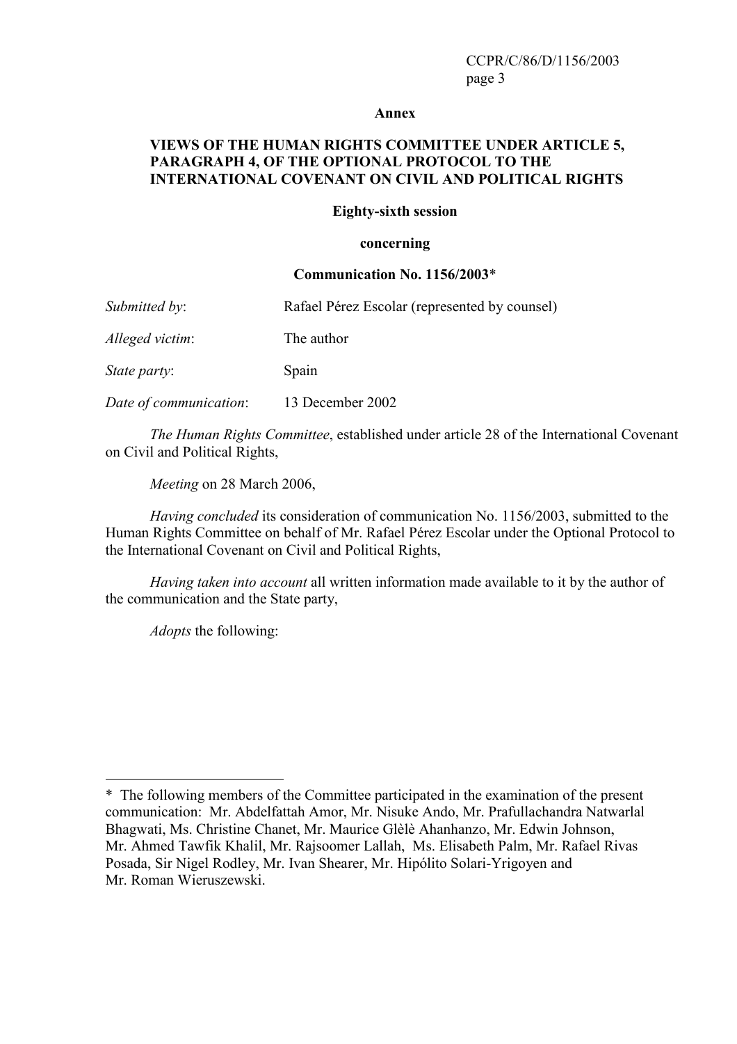**Annex**

**VIEWS OF THE HUMAN RIGHTS COMMITTEE UNDER ARTICLE 5, PARAGRAPH 4, OF THE OPTIONAL PROTOCOL TO THE INTERNATIONAL COVENANT ON CIVIL AND POLITICAL RIGHTS**

**Eighty-sixth session**

**concerning**

**Communication No. 1156/2003***

*Submitted by*: Rafael Pérez Escolar (represented by counsel)

*Alleged victim*: The author

*State party*: Spain

*Date of communication*: 13 December 2002

*The Human Rights Committee*, established under article 28 of the International Covenant on Civil and Political Rights,

*Meeting* on 28 March 2006,

*Having concluded* its consideration of communication No. 1156/2003, submitted to the Human Rights Committee on behalf of Mr. Rafael Pérez Escolar under the Optional Protocol to the International Covenant on Civil and Political Rights,

*Having taken into account* all written information made available to it by the author of the communication and the State party,

*Adopts* the following:

---

* The following members of the Committee participated in the examination of the present communication: Mr. Abdelfattah Amor, Mr. Nisuke Ando, Mr. Prafullachandra Natwarlal Bhagwati, Ms. Christine Chanet, Mr. Maurice Glèlè Ahanhanzo, Mr. Edwin Johnson, Mr. Ahmed Tawfik Khalil, Mr. Rajsoomer Lallah, Ms. Elisabeth Palm, Mr. Rafael Rivas Posada, Sir Nigel Rodley, Mr. Ivan Shearer, Mr. Hipólito Solari-Yrigoyen and Mr. Roman Wieruszewski.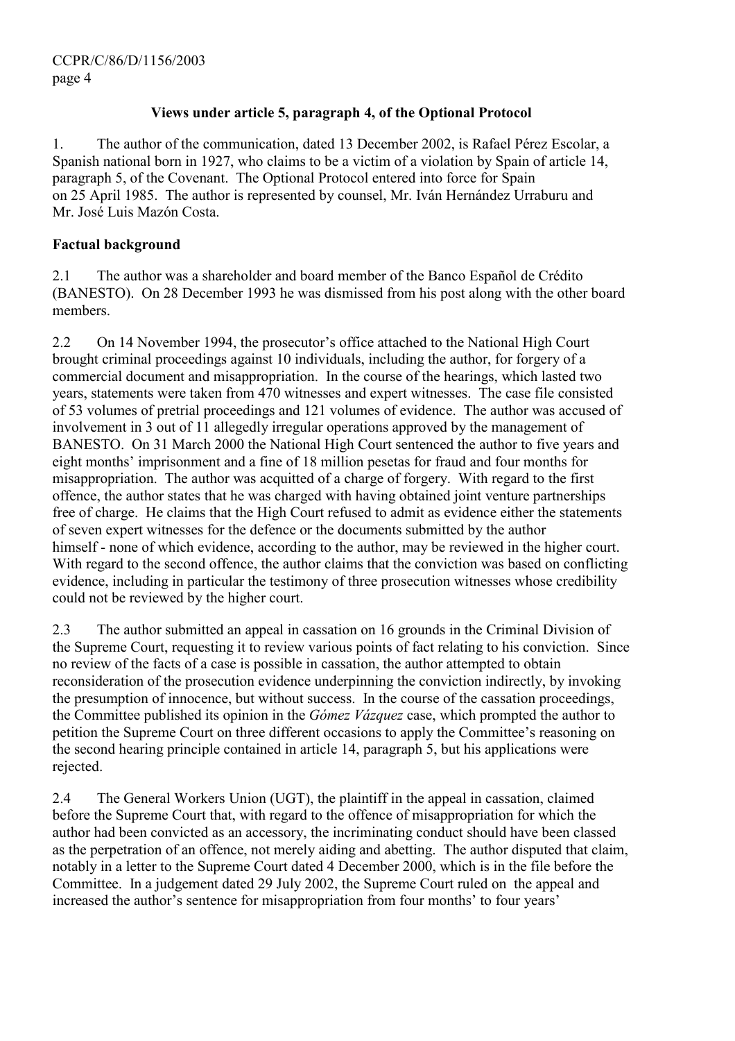## Views under article 5, paragraph 4, of the Optional Protocol

1. The author of the communication, dated 13 December 2002, is Rafael Pérez Escolar, a Spanish national born in 1927, who claims to be a victim of a violation by Spain of article 14, paragraph 5, of the Covenant. The Optional Protocol entered into force for Spain on 25 April 1985. The author is represented by counsel, Mr. Iván Hernández Urraburu and Mr. José Luis Mazón Costa.

### Factual background

2.1 The author was a shareholder and board member of the Banco Español de Crédito (BANESTO). On 28 December 1993 he was dismissed from his post along with the other board members.

2.2 On 14 November 1994, the prosecutor's office attached to the National High Court brought criminal proceedings against 10 individuals, including the author, for forgery of a commercial document and misappropriation. In the course of the hearings, which lasted two years, statements were taken from 470 witnesses and expert witnesses. The case file consisted of 53 volumes of pretrial proceedings and 121 volumes of evidence. The author was accused of involvement in 3 out of 11 allegedly irregular operations approved by the management of BANESTO. On 31 March 2000 the National High Court sentenced the author to five years and eight months' imprisonment and a fine of 18 million pesetas for fraud and four months for misappropriation. The author was acquitted of a charge of forgery. With regard to the first offence, the author states that he was charged with having obtained joint venture partnerships free of charge. He claims that the High Court refused to admit as evidence either the statements of seven expert witnesses for the defence or the documents submitted by the author himself - none of which evidence, according to the author, may be reviewed in the higher court. With regard to the second offence, the author claims that the conviction was based on conflicting evidence, including in particular the testimony of three prosecution witnesses whose credibility could not be reviewed by the higher court.

2.3 The author submitted an appeal in cassation on 16 grounds in the Criminal Division of the Supreme Court, requesting it to review various points of fact relating to his conviction. Since no review of the facts of a case is possible in cassation, the author attempted to obtain reconsideration of the prosecution evidence underpinning the conviction indirectly, by invoking the presumption of innocence, but without success. In the course of the cassation proceedings, the Committee published its opinion in the *Gómez Vázquez* case, which prompted the author to petition the Supreme Court on three different occasions to apply the Committee's reasoning on the second hearing principle contained in article 14, paragraph 5, but his applications were rejected.

2.4 The General Workers Union (UGT), the plaintiff in the appeal in cassation, claimed before the Supreme Court that, with regard to the offence of misappropriation for which the author had been convicted as an accessory, the incriminating conduct should have been classed as the perpetration of an offence, not merely aiding and abetting. The author disputed that claim, notably in a letter to the Supreme Court dated 4 December 2000, which is in the file before the Committee. In a judgement dated 29 July 2002, the Supreme Court ruled on the appeal and increased the author's sentence for misappropriation from four months' to four years'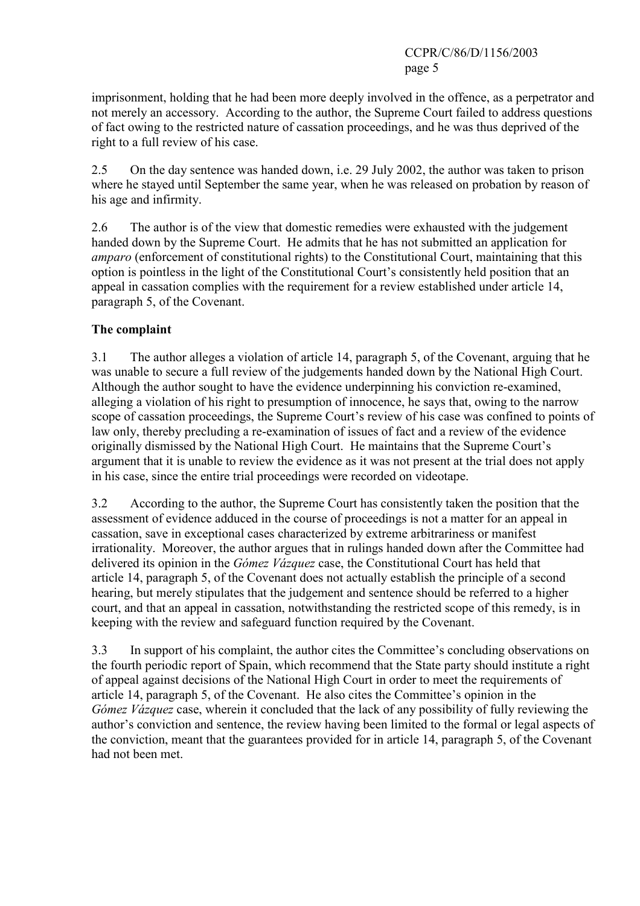imprisonment, holding that he had been more deeply involved in the offence, as a perpetrator and not merely an accessory. According to the author, the Supreme Court failed to address questions of fact owing to the restricted nature of cassation proceedings, and he was thus deprived of the right to a full review of his case.

2.5 On the day sentence was handed down, i.e. 29 July 2002, the author was taken to prison where he stayed until September the same year, when he was released on probation by reason of his age and infirmity.

2.6 The author is of the view that domestic remedies were exhausted with the judgement handed down by the Supreme Court. He admits that he has not submitted an application for *amparo* (enforcement of constitutional rights) to the Constitutional Court, maintaining that this option is pointless in the light of the Constitutional Court's consistently held position that an appeal in cassation complies with the requirement for a review established under article 14, paragraph 5, of the Covenant.

**The complaint**

3.1 The author alleges a violation of article 14, paragraph 5, of the Covenant, arguing that he was unable to secure a full review of the judgements handed down by the National High Court. Although the author sought to have the evidence underpinning his conviction re-examined, alleging a violation of his right to presumption of innocence, he says that, owing to the narrow scope of cassation proceedings, the Supreme Court's review of his case was confined to points of law only, thereby precluding a re-examination of issues of fact and a review of the evidence originally dismissed by the National High Court. He maintains that the Supreme Court's argument that it is unable to review the evidence as it was not present at the trial does not apply in his case, since the entire trial proceedings were recorded on videotape.

3.2 According to the author, the Supreme Court has consistently taken the position that the assessment of evidence adduced in the course of proceedings is not a matter for an appeal in cassation, save in exceptional cases characterized by extreme arbitrariness or manifest irrationality. Moreover, the author argues that in rulings handed down after the Committee had delivered its opinion in the *Gómez Vázquez* case, the Constitutional Court has held that article 14, paragraph 5, of the Covenant does not actually establish the principle of a second hearing, but merely stipulates that the judgement and sentence should be referred to a higher court, and that an appeal in cassation, notwithstanding the restricted scope of this remedy, is in keeping with the review and safeguard function required by the Covenant.

3.3 In support of his complaint, the author cites the Committee's concluding observations on the fourth periodic report of Spain, which recommend that the State party should institute a right of appeal against decisions of the National High Court in order to meet the requirements of article 14, paragraph 5, of the Covenant. He also cites the Committee's opinion in the *Gómez Vázquez* case, wherein it concluded that the lack of any possibility of fully reviewing the author's conviction and sentence, the review having been limited to the formal or legal aspects of the conviction, meant that the guarantees provided for in article 14, paragraph 5, of the Covenant had not been met.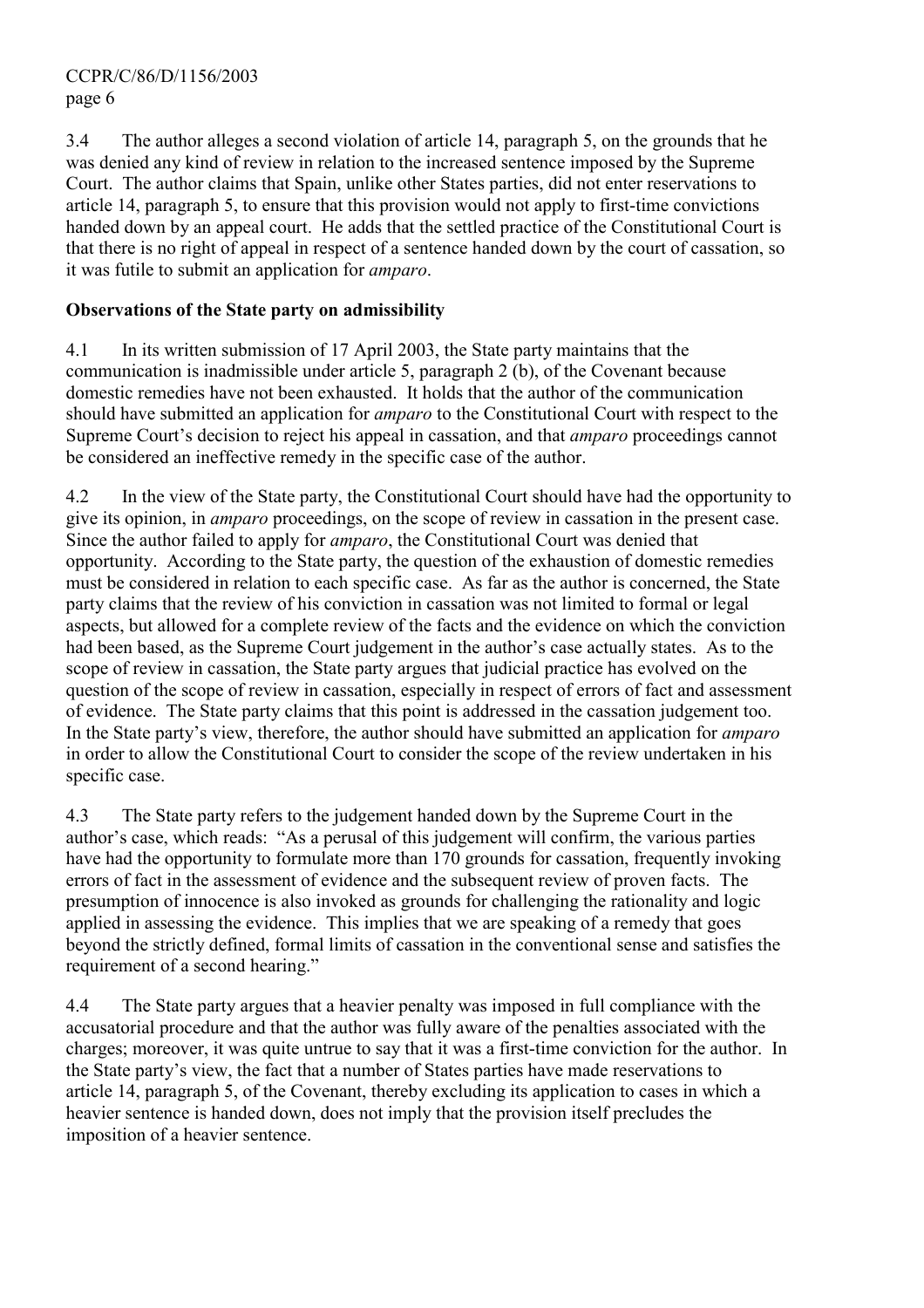3.4 The author alleges a second violation of article 14, paragraph 5, on the grounds that he was denied any kind of review in relation to the increased sentence imposed by the Supreme Court. The author claims that Spain, unlike other States parties, did not enter reservations to article 14, paragraph 5, to ensure that this provision would not apply to first-time convictions handed down by an appeal court. He adds that the settled practice of the Constitutional Court is that there is no right of appeal in respect of a sentence handed down by the court of cassation, so it was futile to submit an application for *amparo*.

**Observations of the State party on admissibility**

4.1 In its written submission of 17 April 2003, the State party maintains that the communication is inadmissible under article 5, paragraph 2 (b), of the Covenant because domestic remedies have not been exhausted. It holds that the author of the communication should have submitted an application for *amparo* to the Constitutional Court with respect to the Supreme Court's decision to reject his appeal in cassation, and that *amparo* proceedings cannot be considered an ineffective remedy in the specific case of the author.

4.2 In the view of the State party, the Constitutional Court should have had the opportunity to give its opinion, in *amparo* proceedings, on the scope of review in cassation in the present case. Since the author failed to apply for *amparo*, the Constitutional Court was denied that opportunity. According to the State party, the question of the exhaustion of domestic remedies must be considered in relation to each specific case. As far as the author is concerned, the State party claims that the review of his conviction in cassation was not limited to formal or legal aspects, but allowed for a complete review of the facts and the evidence on which the conviction had been based, as the Supreme Court judgement in the author's case actually states. As to the scope of review in cassation, the State party argues that judicial practice has evolved on the question of the scope of review in cassation, especially in respect of errors of fact and assessment of evidence. The State party claims that this point is addressed in the cassation judgement too. In the State party's view, therefore, the author should have submitted an application for *amparo* in order to allow the Constitutional Court to consider the scope of the review undertaken in his specific case.

4.3 The State party refers to the judgement handed down by the Supreme Court in the author's case, which reads: "As a perusal of this judgement will confirm, the various parties have had the opportunity to formulate more than 170 grounds for cassation, frequently invoking errors of fact in the assessment of evidence and the subsequent review of proven facts. The presumption of innocence is also invoked as grounds for challenging the rationality and logic applied in assessing the evidence. This implies that we are speaking of a remedy that goes beyond the strictly defined, formal limits of cassation in the conventional sense and satisfies the requirement of a second hearing."

4.4 The State party argues that a heavier penalty was imposed in full compliance with the accusatorial procedure and that the author was fully aware of the penalties associated with the charges; moreover, it was quite untrue to say that it was a first-time conviction for the author. In the State party's view, the fact that a number of States parties have made reservations to article 14, paragraph 5, of the Covenant, thereby excluding its application to cases in which a heavier sentence is handed down, does not imply that the provision itself precludes the imposition of a heavier sentence.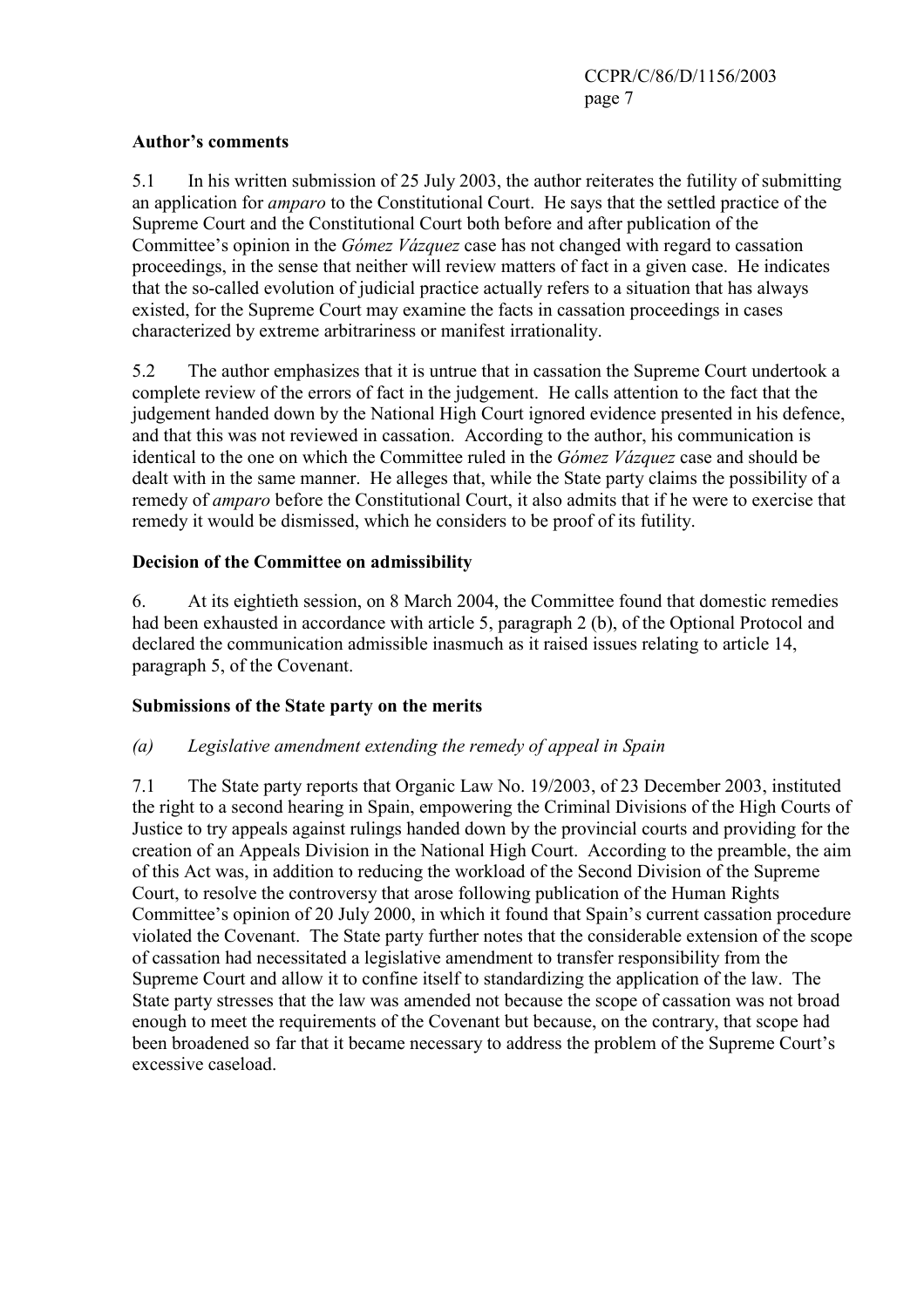**Author's comments**

5.1 In his written submission of 25 July 2003, the author reiterates the futility of submitting an application for *amparo* to the Constitutional Court. He says that the settled practice of the Supreme Court and the Constitutional Court both before and after publication of the Committee's opinion in the *Gómez Vázquez* case has not changed with regard to cassation proceedings, in the sense that neither will review matters of fact in a given case. He indicates that the so-called evolution of judicial practice actually refers to a situation that has always existed, for the Supreme Court may examine the facts in cassation proceedings in cases characterized by extreme arbitrariness or manifest irrationality.

5.2 The author emphasizes that it is untrue that in cassation the Supreme Court undertook a complete review of the errors of fact in the judgement. He calls attention to the fact that the judgement handed down by the National High Court ignored evidence presented in his defence, and that this was not reviewed in cassation. According to the author, his communication is identical to the one on which the Committee ruled in the *Gómez Vázquez* case and should be dealt with in the same manner. He alleges that, while the State party claims the possibility of a remedy of *amparo* before the Constitutional Court, it also admits that if he were to exercise that remedy it would be dismissed, which he considers to be proof of its futility.

**Decision of the Committee on admissibility**

6. At its eightieth session, on 8 March 2004, the Committee found that domestic remedies had been exhausted in accordance with article 5, paragraph 2 (b), of the Optional Protocol and declared the communication admissible inasmuch as it raised issues relating to article 14, paragraph 5, of the Covenant.

**Submissions of the State party on the merits**

*(a) Legislative amendment extending the remedy of appeal in Spain*

7.1 The State party reports that Organic Law No. 19/2003, of 23 December 2003, instituted the right to a second hearing in Spain, empowering the Criminal Divisions of the High Courts of Justice to try appeals against rulings handed down by the provincial courts and providing for the creation of an Appeals Division in the National High Court. According to the preamble, the aim of this Act was, in addition to reducing the workload of the Second Division of the Supreme Court, to resolve the controversy that arose following publication of the Human Rights Committee's opinion of 20 July 2000, in which it found that Spain's current cassation procedure violated the Covenant. The State party further notes that the considerable extension of the scope of cassation had necessitated a legislative amendment to transfer responsibility from the Supreme Court and allow it to confine itself to standardizing the application of the law. The State party stresses that the law was amended not because the scope of cassation was not broad enough to meet the requirements of the Covenant but because, on the contrary, that scope had been broadened so far that it became necessary to address the problem of the Supreme Court's excessive caseload.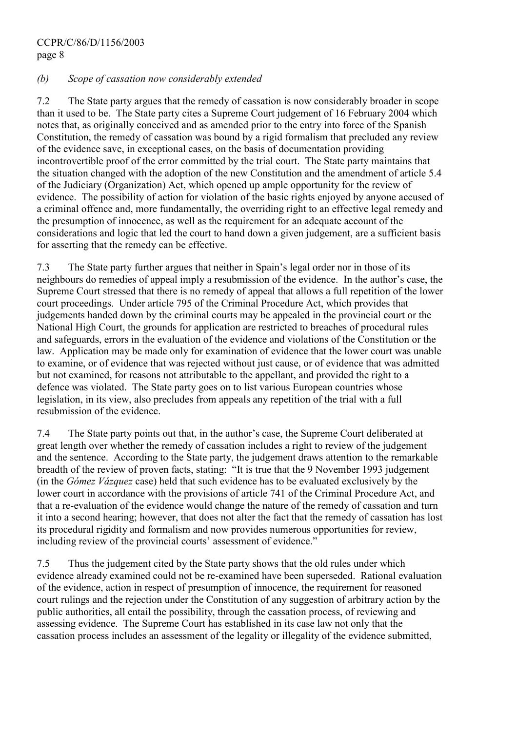*(b) Scope of cassation now considerably extended*

7.2 The State party argues that the remedy of cassation is now considerably broader in scope than it used to be. The State party cites a Supreme Court judgement of 16 February 2004 which notes that, as originally conceived and as amended prior to the entry into force of the Spanish Constitution, the remedy of cassation was bound by a rigid formalism that precluded any review of the evidence save, in exceptional cases, on the basis of documentation providing incontrovertible proof of the error committed by the trial court. The State party maintains that the situation changed with the adoption of the new Constitution and the amendment of article 5.4 of the Judiciary (Organization) Act, which opened up ample opportunity for the review of evidence. The possibility of action for violation of the basic rights enjoyed by anyone accused of a criminal offence and, more fundamentally, the overriding right to an effective legal remedy and the presumption of innocence, as well as the requirement for an adequate account of the considerations and logic that led the court to hand down a given judgement, are a sufficient basis for asserting that the remedy can be effective.

7.3 The State party further argues that neither in Spain's legal order nor in those of its neighbours do remedies of appeal imply a resubmission of the evidence. In the author's case, the Supreme Court stressed that there is no remedy of appeal that allows a full repetition of the lower court proceedings. Under article 795 of the Criminal Procedure Act, which provides that judgements handed down by the criminal courts may be appealed in the provincial court or the National High Court, the grounds for application are restricted to breaches of procedural rules and safeguards, errors in the evaluation of the evidence and violations of the Constitution or the law. Application may be made only for examination of evidence that the lower court was unable to examine, or of evidence that was rejected without just cause, or of evidence that was admitted but not examined, for reasons not attributable to the appellant, and provided the right to a defence was violated. The State party goes on to list various European countries whose legislation, in its view, also precludes from appeals any repetition of the trial with a full resubmission of the evidence.

7.4 The State party points out that, in the author's case, the Supreme Court deliberated at great length over whether the remedy of cassation includes a right to review of the judgement and the sentence. According to the State party, the judgement draws attention to the remarkable breadth of the review of proven facts, stating: "It is true that the 9 November 1993 judgement (in the *Gómez Vázquez* case) held that such evidence has to be evaluated exclusively by the lower court in accordance with the provisions of article 741 of the Criminal Procedure Act, and that a re-evaluation of the evidence would change the nature of the remedy of cassation and turn it into a second hearing; however, that does not alter the fact that the remedy of cassation has lost its procedural rigidity and formalism and now provides numerous opportunities for review, including review of the provincial courts' assessment of evidence."

7.5 Thus the judgement cited by the State party shows that the old rules under which evidence already examined could not be re-examined have been superseded. Rational evaluation of the evidence, action in respect of presumption of innocence, the requirement for reasoned court rulings and the rejection under the Constitution of any suggestion of arbitrary action by the public authorities, all entail the possibility, through the cassation process, of reviewing and assessing evidence. The Supreme Court has established in its case law not only that the cassation process includes an assessment of the legality or illegality of the evidence submitted,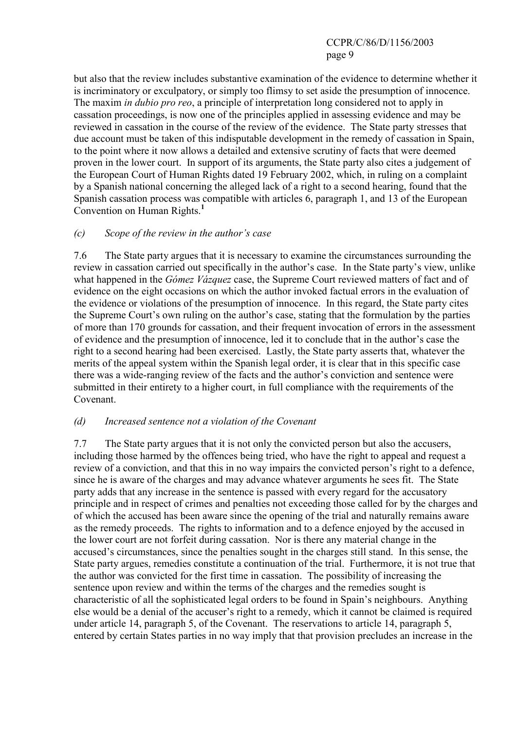but also that the review includes substantive examination of the evidence to determine whether it is incriminatory or exculpatory, or simply too flimsy to set aside the presumption of innocence. The maxim *in dubio pro reo*, a principle of interpretation long considered not to apply in cassation proceedings, is now one of the principles applied in assessing evidence and may be reviewed in cassation in the course of the review of the evidence. The State party stresses that due account must be taken of this indisputable development in the remedy of cassation in Spain, to the point where it now allows a detailed and extensive scrutiny of facts that were deemed proven in the lower court. In support of its arguments, the State party also cites a judgement of the European Court of Human Rights dated 19 February 2002, which, in ruling on a complaint by a Spanish national concerning the alleged lack of a right to a second hearing, found that the Spanish cassation process was compatible with articles 6, paragraph 1, and 13 of the European Convention on Human Rights.[1]

*(c) Scope of the review in the author's case*

7.6 The State party argues that it is necessary to examine the circumstances surrounding the review in cassation carried out specifically in the author's case. In the State party's view, unlike what happened in the *Gómez Vázquez* case, the Supreme Court reviewed matters of fact and of evidence on the eight occasions on which the author invoked factual errors in the evaluation of the evidence or violations of the presumption of innocence. In this regard, the State party cites the Supreme Court's own ruling on the author's case, stating that the formulation by the parties of more than 170 grounds for cassation, and their frequent invocation of errors in the assessment of evidence and the presumption of innocence, led it to conclude that in the author's case the right to a second hearing had been exercised. Lastly, the State party asserts that, whatever the merits of the appeal system within the Spanish legal order, it is clear that in this specific case there was a wide-ranging review of the facts and the author's conviction and sentence were submitted in their entirety to a higher court, in full compliance with the requirements of the Covenant.

*(d) Increased sentence not a violation of the Covenant*

7.7 The State party argues that it is not only the convicted person but also the accusers, including those harmed by the offences being tried, who have the right to appeal and request a review of a conviction, and that this in no way impairs the convicted person's right to a defence, since he is aware of the charges and may advance whatever arguments he sees fit. The State party adds that any increase in the sentence is passed with every regard for the accusatory principle and in respect of crimes and penalties not exceeding those called for by the charges and of which the accused has been aware since the opening of the trial and naturally remains aware as the remedy proceeds. The rights to information and to a defence enjoyed by the accused in the lower court are not forfeit during cassation. Nor is there any material change in the accused's circumstances, since the penalties sought in the charges still stand. In this sense, the State party argues, remedies constitute a continuation of the trial. Furthermore, it is not true that the author was convicted for the first time in cassation. The possibility of increasing the sentence upon review and within the terms of the charges and the remedies sought is characteristic of all the sophisticated legal orders to be found in Spain's neighbours. Anything else would be a denial of the accuser's right to a remedy, which it cannot be claimed is required under article 14, paragraph 5, of the Covenant. The reservations to article 14, paragraph 5, entered by certain States parties in no way imply that that provision precludes an increase in the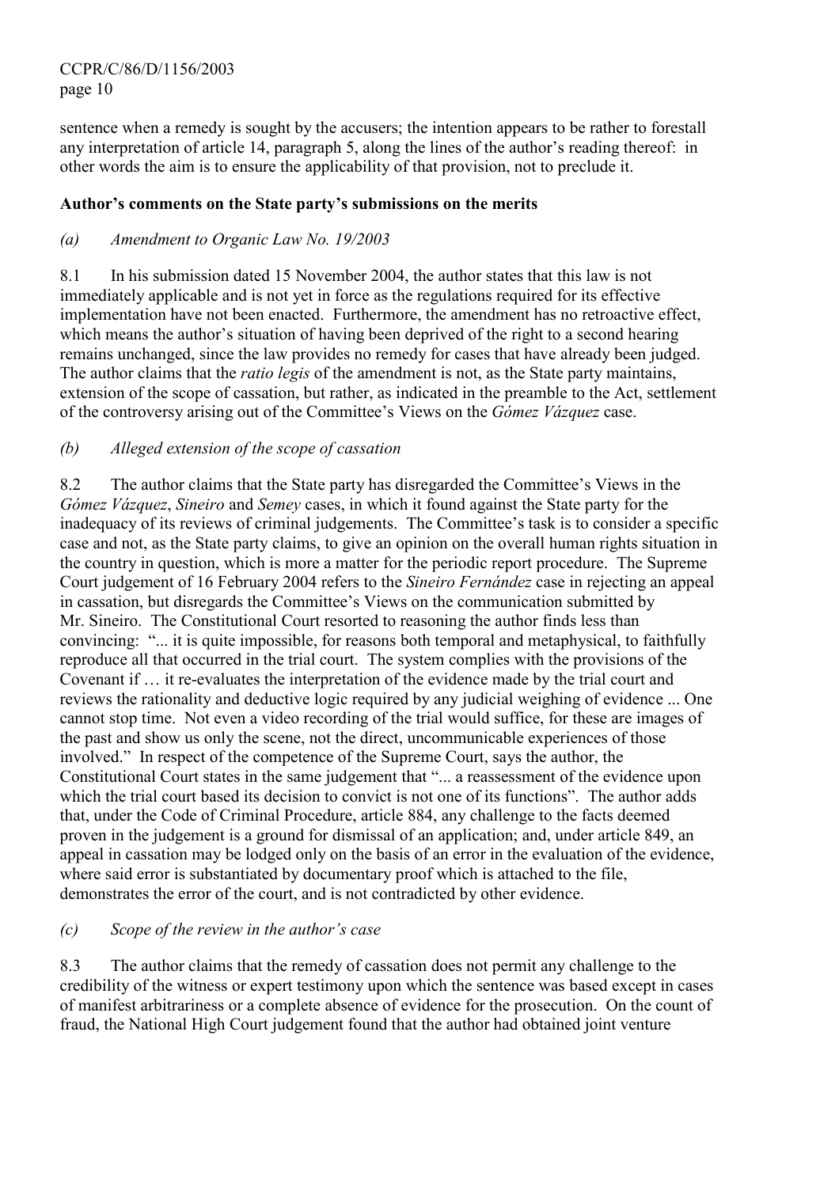sentence when a remedy is sought by the accusers; the intention appears to be rather to forestall any interpretation of article 14, paragraph 5, along the lines of the author's reading thereof: in other words the aim is to ensure the applicability of that provision, not to preclude it.

**Author's comments on the State party's submissions on the merits**

*(a) Amendment to Organic Law No. 19/2003*

8.1 In his submission dated 15 November 2004, the author states that this law is not immediately applicable and is not yet in force as the regulations required for its effective implementation have not been enacted. Furthermore, the amendment has no retroactive effect, which means the author's situation of having been deprived of the right to a second hearing remains unchanged, since the law provides no remedy for cases that have already been judged. The author claims that the *ratio legis* of the amendment is not, as the State party maintains, extension of the scope of cassation, but rather, as indicated in the preamble to the Act, settlement of the controversy arising out of the Committee's Views on the *Gómez Vázquez* case.

*(b) Alleged extension of the scope of cassation*

8.2 The author claims that the State party has disregarded the Committee's Views in the *Gómez Vázquez*, *Sineiro* and *Semey* cases, in which it found against the State party for the inadequacy of its reviews of criminal judgements. The Committee's task is to consider a specific case and not, as the State party claims, to give an opinion on the overall human rights situation in the country in question, which is more a matter for the periodic report procedure. The Supreme Court judgement of 16 February 2004 refers to the *Sineiro Fernández* case in rejecting an appeal in cassation, but disregards the Committee's Views on the communication submitted by Mr. Sineiro. The Constitutional Court resorted to reasoning the author finds less than convincing: "... it is quite impossible, for reasons both temporal and metaphysical, to faithfully reproduce all that occurred in the trial court. The system complies with the provisions of the Covenant if … it re-evaluates the interpretation of the evidence made by the trial court and reviews the rationality and deductive logic required by any judicial weighing of evidence ... One cannot stop time. Not even a video recording of the trial would suffice, for these are images of the past and show us only the scene, not the direct, uncommunicable experiences of those involved." In respect of the competence of the Supreme Court, says the author, the Constitutional Court states in the same judgement that "... a reassessment of the evidence upon which the trial court based its decision to convict is not one of its functions". The author adds that, under the Code of Criminal Procedure, article 884, any challenge to the facts deemed proven in the judgement is a ground for dismissal of an application; and, under article 849, an appeal in cassation may be lodged only on the basis of an error in the evaluation of the evidence, where said error is substantiated by documentary proof which is attached to the file, demonstrates the error of the court, and is not contradicted by other evidence.

*(c) Scope of the review in the author's case*

8.3 The author claims that the remedy of cassation does not permit any challenge to the credibility of the witness or expert testimony upon which the sentence was based except in cases of manifest arbitrariness or a complete absence of evidence for the prosecution. On the count of fraud, the National High Court judgement found that the author had obtained joint venture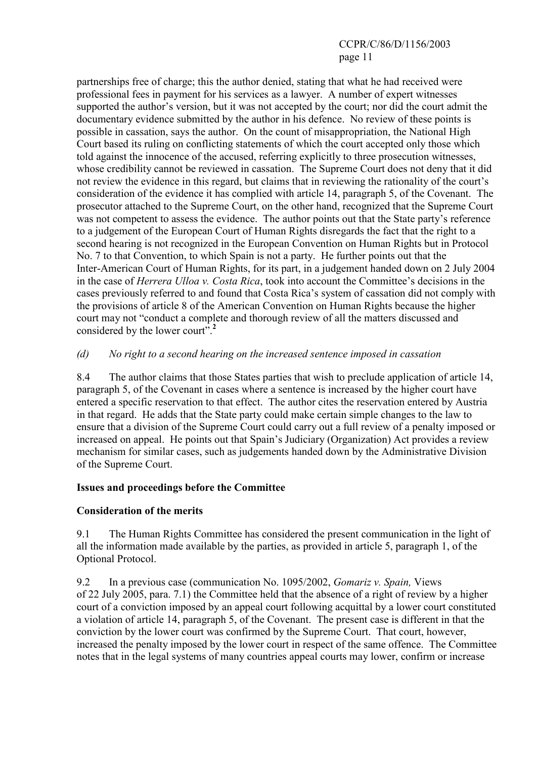partnerships free of charge; this the author denied, stating that what he had received were professional fees in payment for his services as a lawyer. A number of expert witnesses supported the author's version, but it was not accepted by the court; nor did the court admit the documentary evidence submitted by the author in his defence. No review of these points is possible in cassation, says the author. On the count of misappropriation, the National High Court based its ruling on conflicting statements of which the court accepted only those which told against the innocence of the accused, referring explicitly to three prosecution witnesses, whose credibility cannot be reviewed in cassation. The Supreme Court does not deny that it did not review the evidence in this regard, but claims that in reviewing the rationality of the court's consideration of the evidence it has complied with article 14, paragraph 5, of the Covenant. The prosecutor attached to the Supreme Court, on the other hand, recognized that the Supreme Court was not competent to assess the evidence. The author points out that the State party's reference to a judgement of the European Court of Human Rights disregards the fact that the right to a second hearing is not recognized in the European Convention on Human Rights but in Protocol No. 7 to that Convention, to which Spain is not a party. He further points out that the Inter-American Court of Human Rights, for its part, in a judgement handed down on 2 July 2004 in the case of *Herrera Ulloa v. Costa Rica*, took into account the Committee's decisions in the cases previously referred to and found that Costa Rica's system of cassation did not comply with the provisions of article 8 of the American Convention on Human Rights because the higher court may not "conduct a complete and thorough review of all the matters discussed and considered by the lower court".[2]

*(d) No right to a second hearing on the increased sentence imposed in cassation*

8.4 The author claims that those States parties that wish to preclude application of article 14, paragraph 5, of the Covenant in cases where a sentence is increased by the higher court have entered a specific reservation to that effect. The author cites the reservation entered by Austria in that regard. He adds that the State party could make certain simple changes to the law to ensure that a division of the Supreme Court could carry out a full review of a penalty imposed or increased on appeal. He points out that Spain's Judiciary (Organization) Act provides a review mechanism for similar cases, such as judgements handed down by the Administrative Division of the Supreme Court.

**Issues and proceedings before the Committee**

**Consideration of the merits**

9.1 The Human Rights Committee has considered the present communication in the light of all the information made available by the parties, as provided in article 5, paragraph 1, of the Optional Protocol.

9.2 In a previous case (communication No. 1095/2002, *Gomariz v. Spain,* Views of 22 July 2005, para. 7.1) the Committee held that the absence of a right of review by a higher court of a conviction imposed by an appeal court following acquittal by a lower court constituted a violation of article 14, paragraph 5, of the Covenant. The present case is different in that the conviction by the lower court was confirmed by the Supreme Court. That court, however, increased the penalty imposed by the lower court in respect of the same offence. The Committee notes that in the legal systems of many countries appeal courts may lower, confirm or increase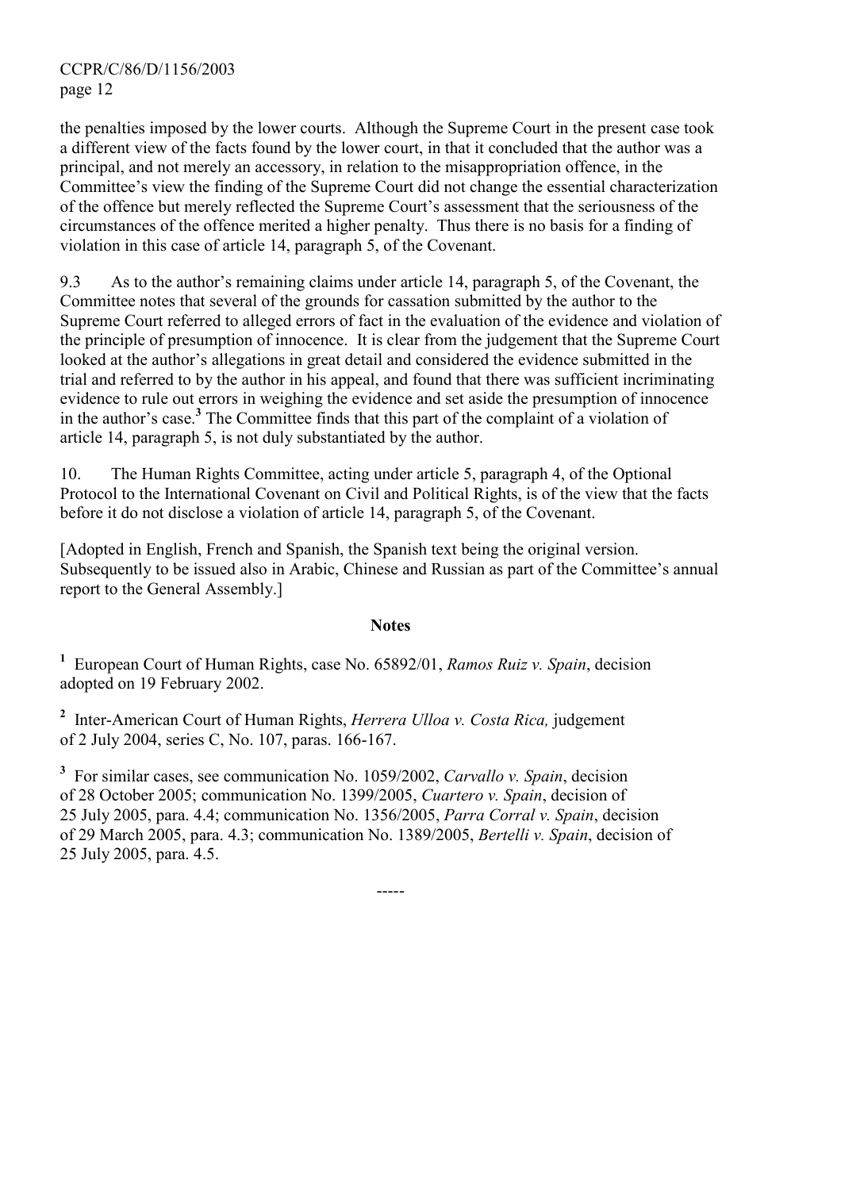the penalties imposed by the lower courts. Although the Supreme Court in the present case took a different view of the facts found by the lower court, in that it concluded that the author was a principal, and not merely an accessory, in relation to the misappropriation offence, in the Committee's view the finding of the Supreme Court did not change the essential characterization of the offence but merely reflected the Supreme Court's assessment that the seriousness of the circumstances of the offence merited a higher penalty. Thus there is no basis for a finding of violation in this case of article 14, paragraph 5, of the Covenant.

9.3 As to the author's remaining claims under article 14, paragraph 5, of the Covenant, the Committee notes that several of the grounds for cassation submitted by the author to the Supreme Court referred to alleged errors of fact in the evaluation of the evidence and violation of the principle of presumption of innocence. It is clear from the judgement that the Supreme Court looked at the author's allegations in great detail and considered the evidence submitted in the trial and referred to by the author in his appeal, and found that there was sufficient incriminating evidence to rule out errors in weighing the evidence and set aside the presumption of innocence in the author's case.[3] The Committee finds that this part of the complaint of a violation of article 14, paragraph 5, is not duly substantiated by the author.

10. The Human Rights Committee, acting under article 5, paragraph 4, of the Optional Protocol to the International Covenant on Civil and Political Rights, is of the view that the facts before it do not disclose a violation of article 14, paragraph 5, of the Covenant.

[Adopted in English, French and Spanish, the Spanish text being the original version. Subsequently to be issued also in Arabic, Chinese and Russian as part of the Committee's annual report to the General Assembly.]

**Notes**

[1] European Court of Human Rights, case No. 65892/01, *Ramos Ruiz v. Spain*, decision adopted on 19 February 2002.

[2] Inter-American Court of Human Rights, *Herrera Ulloa v. Costa Rica,* judgement of 2 July 2004, series C, No. 107, paras. 166-167.

[3] For similar cases, see communication No. 1059/2002, *Carvallo v. Spain*, decision of 28 October 2005; communication No. 1399/2005, *Cuartero v. Spain*, decision of 25 July 2005, para. 4.4; communication No. 1356/2005, *Parra Corral v. Spain*, decision of 29 March 2005, para. 4.3; communication No. 1389/2005, *Bertelli v. Spain*, decision of 25 July 2005, para. 4.5.

-----